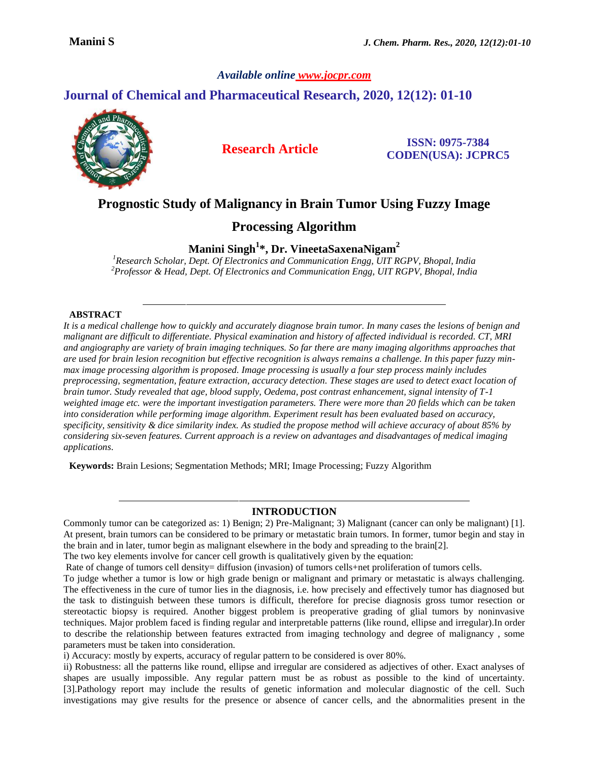*Available online www.jocpr.com*

## Journal of Chemical and Pharmaceutical Research, 2020, 12(12): 01-10

**Research Article**

**ISSN: 0975-7384**
**CODEN(USA): JCPRC5**

# Prognostic Study of Malignancy in Brain Tumor Using Fuzzy Image Processing Algorithm

**Manini Singh[1]*, Dr. VineetaSaxenaNigam[2]**

*[1]Research Scholar, Dept. Of Electronics and Communication Engg, UIT RGPV, Bhopal, India*
*[2]Professor & Head, Dept. Of Electronics and Communication Engg, UIT RGPV, Bhopal, India*

---

## ABSTRACT

*It is a medical challenge how to quickly and accurately diagnose brain tumor. In many cases the lesions of benign and malignant are difficult to differentiate. Physical examination and history of affected individual is recorded. CT, MRI and angiography are variety of brain imaging techniques. So far there are many imaging algorithms approaches that are used for brain lesion recognition but effective recognition is always remains a challenge. In this paper fuzzy min-max image processing algorithm is proposed. Image processing is usually a four step process mainly includes preprocessing, segmentation, feature extraction, accuracy detection. These stages are used to detect exact location of brain tumor. Study revealed that age, blood supply, Oedema, post contrast enhancement, signal intensity of T-1 weighted image etc. were the important investigation parameters. There were more than 20 fields which can be taken into consideration while performing image algorithm. Experiment result has been evaluated based on accuracy, specificity, sensitivity & dice similarity index. As studied the propose method will achieve accuracy of about 85% by considering six-seven features. Current approach is a review on advantages and disadvantages of medical imaging applications.*

**Keywords:** Brain Lesions; Segmentation Methods; MRI; Image Processing; Fuzzy Algorithm

---

## INTRODUCTION

Commonly tumor can be categorized as: 1) Benign; 2) Pre-Malignant; 3) Malignant (cancer can only be malignant) [1]. At present, brain tumors can be considered to be primary or metastatic brain tumors. In former, tumor begin and stay in the brain and in later, tumor begin as malignant elsewhere in the body and spreading to the brain[2].

The two key elements involve for cancer cell growth is qualitatively given by the equation:

Rate of change of tumors cell density= diffusion (invasion) of tumors cells+net proliferation of tumors cells.

To judge whether a tumor is low or high grade benign or malignant and primary or metastatic is always challenging. The effectiveness in the cure of tumor lies in the diagnosis, i.e. how precisely and effectively tumor has diagnosed but the task to distinguish between these tumors is difficult, therefore for precise diagnosis gross tumor resection or stereotactic biopsy is required. Another biggest problem is preoperative grading of glial tumors by noninvasive techniques. Major problem faced is finding regular and interpretable patterns (like round, ellipse and irregular).In order to describe the relationship between features extracted from imaging technology and degree of malignancy , some parameters must be taken into consideration.

i) Accuracy: mostly by experts, accuracy of regular pattern to be considered is over 80%.

ii) Robustness: all the patterns like round, ellipse and irregular are considered as adjectives of other. Exact analyses of shapes are usually impossible. Any regular pattern must be as robust as possible to the kind of uncertainty. [3].Pathology report may include the results of genetic information and molecular diagnostic of the cell. Such investigations may give results for the presence or absence of cancer cells, and the abnormalities present in the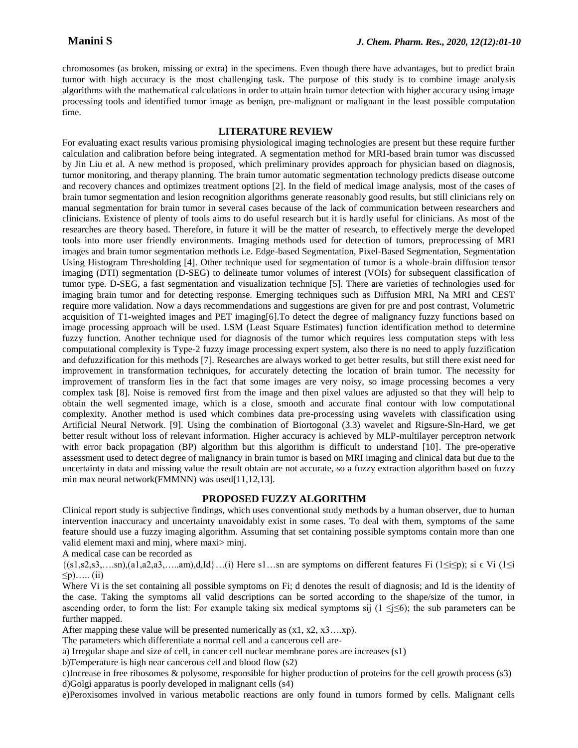chromosomes (as broken, missing or extra) in the specimens. Even though there have advantages, but to predict brain tumor with high accuracy is the most challenging task. The purpose of this study is to combine image analysis algorithms with the mathematical calculations in order to attain brain tumor detection with higher accuracy using image processing tools and identified tumor image as benign, pre-malignant or malignant in the least possible computation time.

## LITERATURE REVIEW

For evaluating exact results various promising physiological imaging technologies are present but these require further calculation and calibration before being integrated. A segmentation method for MRI-based brain tumor was discussed by Jin Liu et al. A new method is proposed, which preliminary provides approach for physician based on diagnosis, tumor monitoring, and therapy planning. The brain tumor automatic segmentation technology predicts disease outcome and recovery chances and optimizes treatment options [2]. In the field of medical image analysis, most of the cases of brain tumor segmentation and lesion recognition algorithms generate reasonably good results, but still clinicians rely on manual segmentation for brain tumor in several cases because of the lack of communication between researchers and clinicians. Existence of plenty of tools aims to do useful research but it is hardly useful for clinicians. As most of the researches are theory based. Therefore, in future it will be the matter of research, to effectively merge the developed tools into more user friendly environments. Imaging methods used for detection of tumors, preprocessing of MRI images and brain tumor segmentation methods i.e. Edge-based Segmentation, Pixel-Based Segmentation, Segmentation Using Histogram Thresholding [4]. Other technique used for segmentation of tumor is a whole-brain diffusion tensor imaging (DTI) segmentation (D-SEG) to delineate tumor volumes of interest (VOIs) for subsequent classification of tumor type. D-SEG, a fast segmentation and visualization technique [5]. There are varieties of technologies used for imaging brain tumor and for detecting response. Emerging techniques such as Diffusion MRI, Na MRI and CEST require more validation. Now a days recommendations and suggestions are given for pre and post contrast, Volumetric acquisition of T1-weighted images and PET imaging[6].To detect the degree of malignancy fuzzy functions based on image processing approach will be used. LSM (Least Square Estimates) function identification method to determine fuzzy function. Another technique used for diagnosis of the tumor which requires less computation steps with less computational complexity is Type-2 fuzzy image processing expert system, also there is no need to apply fuzzification and defuzzification for this methods [7]. Researches are always worked to get better results, but still there exist need for improvement in transformation techniques, for accurately detecting the location of brain tumor. The necessity for improvement of transform lies in the fact that some images are very noisy, so image processing becomes a very complex task [8]. Noise is removed first from the image and then pixel values are adjusted so that they will help to obtain the well segmented image, which is a close, smooth and accurate final contour with low computational complexity. Another method is used which combines data pre-processing using wavelets with classification using Artificial Neural Network. [9]. Using the combination of Biortogonal (3.3) wavelet and Rigsure-Sln-Hard, we get better result without loss of relevant information. Higher accuracy is achieved by MLP-multilayer perceptron network with error back propagation (BP) algorithm but this algorithm is difficult to understand [10]. The pre-operative assessment used to detect degree of malignancy in brain tumor is based on MRI imaging and clinical data but due to the uncertainty in data and missing value the result obtain are not accurate, so a fuzzy extraction algorithm based on fuzzy min max neural network(FMMNN) was used[11,12,13].

## PROPOSED FUZZY ALGORITHM

Clinical report study is subjective findings, which uses conventional study methods by a human observer, due to human intervention inaccuracy and uncertainty unavoidably exist in some cases. To deal with them, symptoms of the same feature should use a fuzzy imaging algorithm. Assuming that set containing possible symptoms contain more than one valid element $max_i$ and $min_j$, where $max_i > min_j$.

A medical case can be recorded as

$\{(s_1,s_2,s_3,\ldots.s_n),(a_1,a_2,a_3,\ldots..a_m),d,Id\}$…(i) Here $s_1 \ldots s_n$ are symptoms on different features $F_i$ $(1 \leq i \leq p)$; $s_i \in V_i$ $(1 \leq i \leq p)$….. (ii)

Where $V_i$ is the set containing all possible symptoms on $F_i$; d denotes the result of diagnosis; and Id is the identity of the case. Taking the symptoms all valid descriptions can be sorted according to the shape/size of the tumor, in ascending order, to form the list: For example taking six medical symptoms $s_{ij}$ $(1 \leq j \leq 6)$; the sub parameters can be further mapped.

After mapping these value will be presented numerically as $(x_1, x_2, x_3 \ldots .x_p)$.

The parameters which differentiate a normal cell and a cancerous cell are-

a) Irregular shape and size of cell, in cancer cell nuclear membrane pores are increases (s1)

b)Temperature is high near cancerous cell and blood flow (s2)

c)Increase in free ribosomes & polysome, responsible for higher production of proteins for the cell growth process (s3)

d)Golgi apparatus is poorly developed in malignant cells (s4)

e)Peroxisomes involved in various metabolic reactions are only found in tumors formed by cells. Malignant cells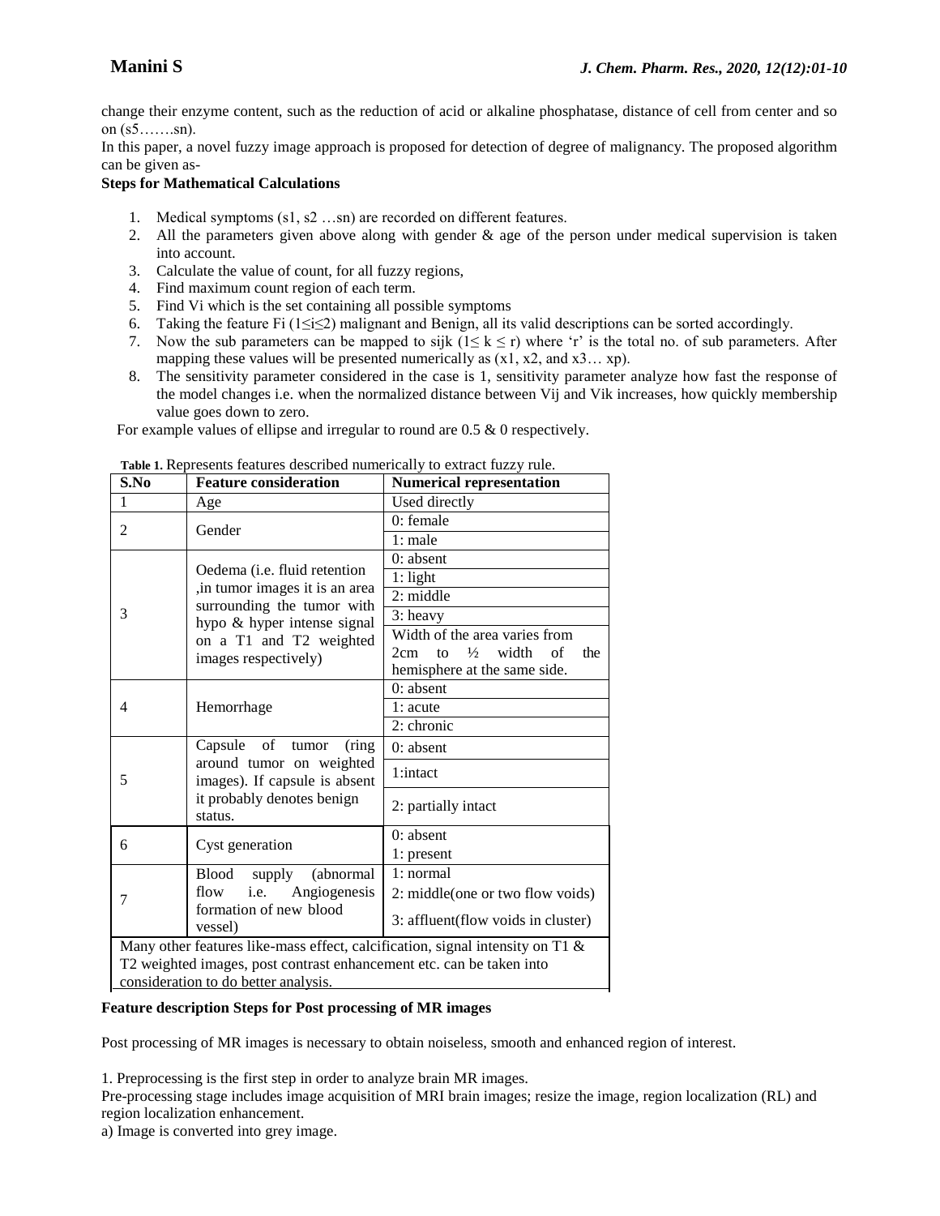change their enzyme content, such as the reduction of acid or alkaline phosphatase, distance of cell from center and so on (s5…….sn).

In this paper, a novel fuzzy image approach is proposed for detection of degree of malignancy. The proposed algorithm can be given as-

**Steps for Mathematical Calculations**

1. Medical symptoms (s1, s2 …sn) are recorded on different features.
2. All the parameters given above along with gender & age of the person under medical supervision is taken into account.
3. Calculate the value of count, for all fuzzy regions,
4. Find maximum count region of each term.
5. Find Vi which is the set containing all possible symptoms
6. Taking the feature Fi ($1 \leq i \leq 2$) malignant and Benign, all its valid descriptions can be sorted accordingly.
7. Now the sub parameters can be mapped to sijk ($1 \leq k \leq r$) where 'r' is the total no. of sub parameters. After mapping these values will be presented numerically as (x1, x2, and x3… xp).
8. The sensitivity parameter considered in the case is 1, sensitivity parameter analyze how fast the response of the model changes i.e. when the normalized distance between Vij and Vik increases, how quickly membership value goes down to zero.

For example values of ellipse and irregular to round are 0.5 & 0 respectively.

**Table 1.** Represents features described numerically to extract fuzzy rule.

| S.No | Feature consideration | Numerical representation |
|---|---|---|
| 1 | Age | Used directly |
| 2 | Gender | 0: female |
| | | 1: male |
| 3 | Oedema (i.e. fluid retention ,in tumor images it is an area surrounding the tumor with hypo & hyper intense signal on a T1 and T2 weighted images respectively) | 0: absent |
| | | 1: light |
| | | 2: middle |
| | | 3: heavy |
| | | Width of the area varies from 2cm to ½ width of the hemisphere at the same side. |
| 4 | Hemorrhage | 0: absent |
| | | 1: acute |
| | | 2: chronic |
| 5 | Capsule of tumor (ring around tumor on weighted images). If capsule is absent it probably denotes benign status. | 0: absent |
| | | 1:intact |
| | | 2: partially intact |
| 6 | Cyst generation | 0: absent |
| | | 1: present |
| 7 | Blood supply (abnormal flow i.e. Angiogenesis formation of new blood vessel) | 1: normal |
| | | 2: middle(one or two flow voids) |
| | | 3: affluent(flow voids in cluster) |
| Many other features like-mass effect, calcification, signal intensity on T1 & T2 weighted images, post contrast enhancement etc. can be taken into consideration to do better analysis. | | |

**Feature description Steps for Post processing of MR images**

Post processing of MR images is necessary to obtain noiseless, smooth and enhanced region of interest.

1. Preprocessing is the first step in order to analyze brain MR images.

Pre-processing stage includes image acquisition of MRI brain images; resize the image, region localization (RL) and region localization enhancement.

a) Image is converted into grey image.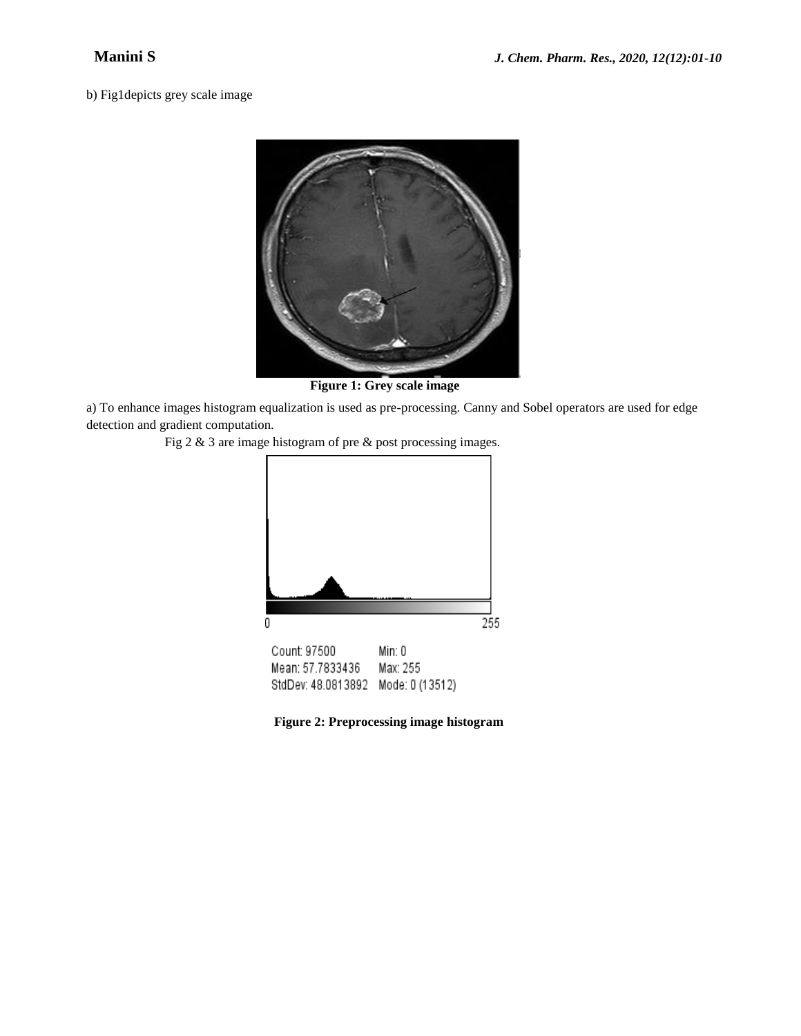b) Fig1depicts grey scale image

**Figure 1: Grey scale image**

a) To enhance images histogram equalization is used as pre-processing. Canny and Sobel operators are used for edge detection and gradient computation.

Fig 2 & 3 are image histogram of pre & post processing images.

Count: 97500 Min: 0
Mean: 57.7833436 Max: 255
StdDev: 48.0813892 Mode: 0 (13512)

**Figure 2: Preprocessing image histogram**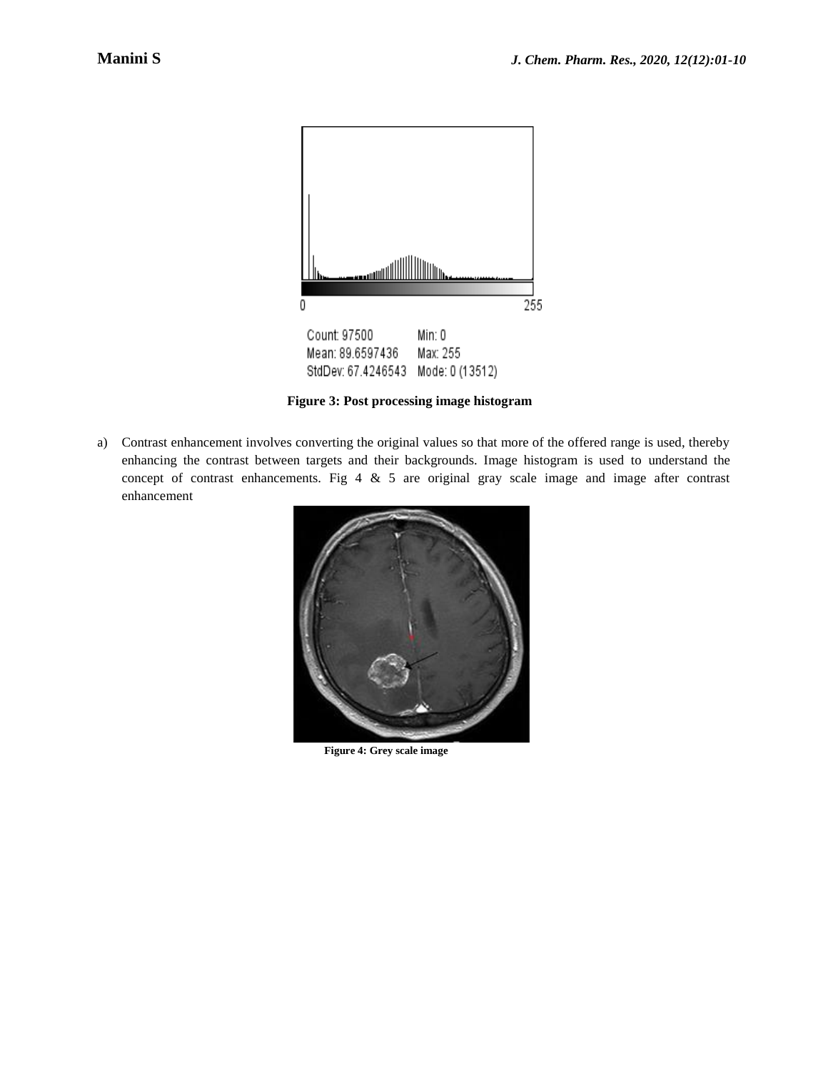Count: 97500 Min: 0
Mean: 89.6597436 Max: 255
StdDev: 67.4246543 Mode: 0 (13512)

**Figure 3: Post processing image histogram**

a) Contrast enhancement involves converting the original values so that more of the offered range is used, thereby enhancing the contrast between targets and their backgrounds. Image histogram is used to understand the concept of contrast enhancements. Fig 4 & 5 are original gray scale image and image after contrast enhancement

**Figure 4: Grey scale image**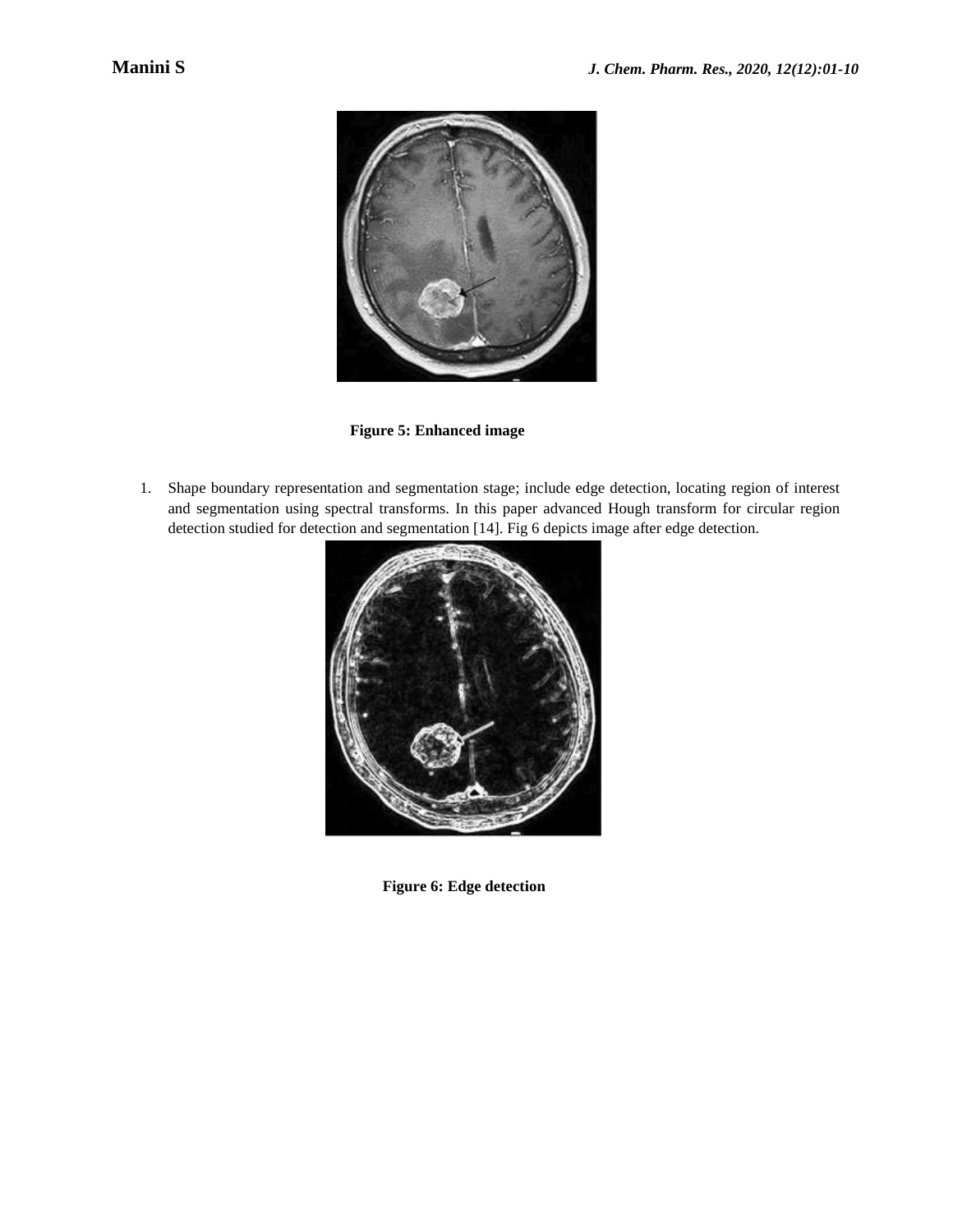**Figure 5: Enhanced image**

1. Shape boundary representation and segmentation stage; include edge detection, locating region of interest and segmentation using spectral transforms. In this paper advanced Hough transform for circular region detection studied for detection and segmentation [14]. Fig 6 depicts image after edge detection.

**Figure 6: Edge detection**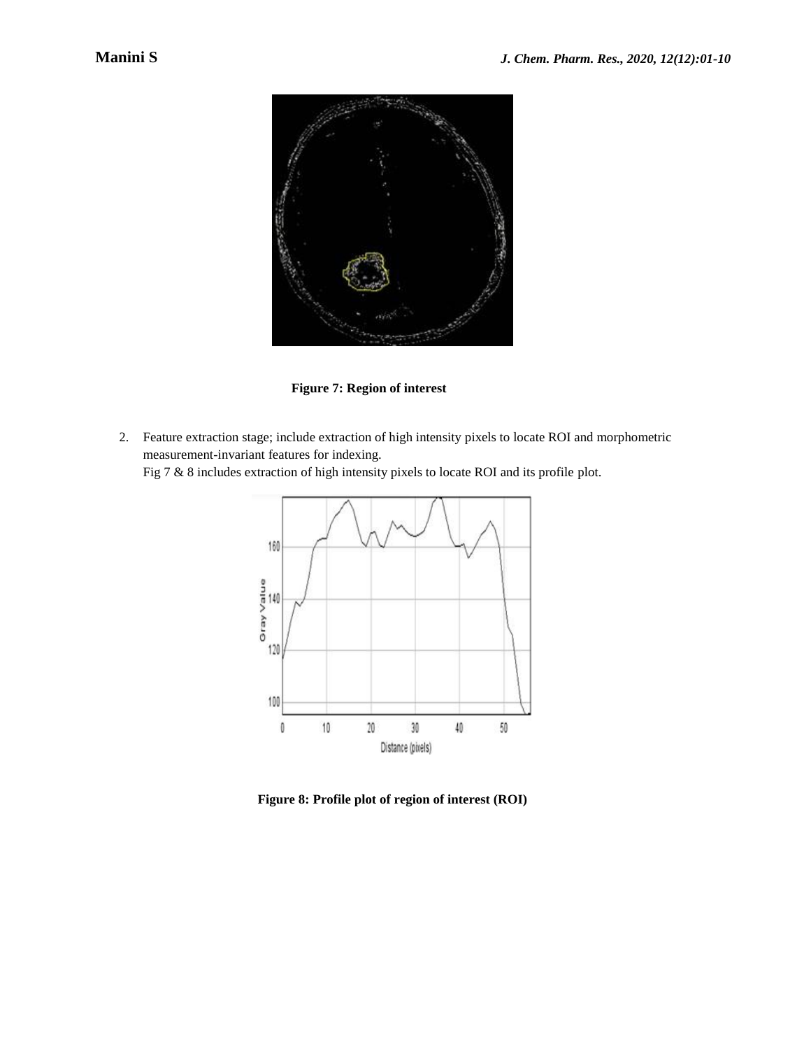Figure 7: Region of interest

2. Feature extraction stage; include extraction of high intensity pixels to locate ROI and morphometric measurement-invariant features for indexing.
   Fig 7 & 8 includes extraction of high intensity pixels to locate ROI and its profile plot.

Figure 8: Profile plot of region of interest (ROI)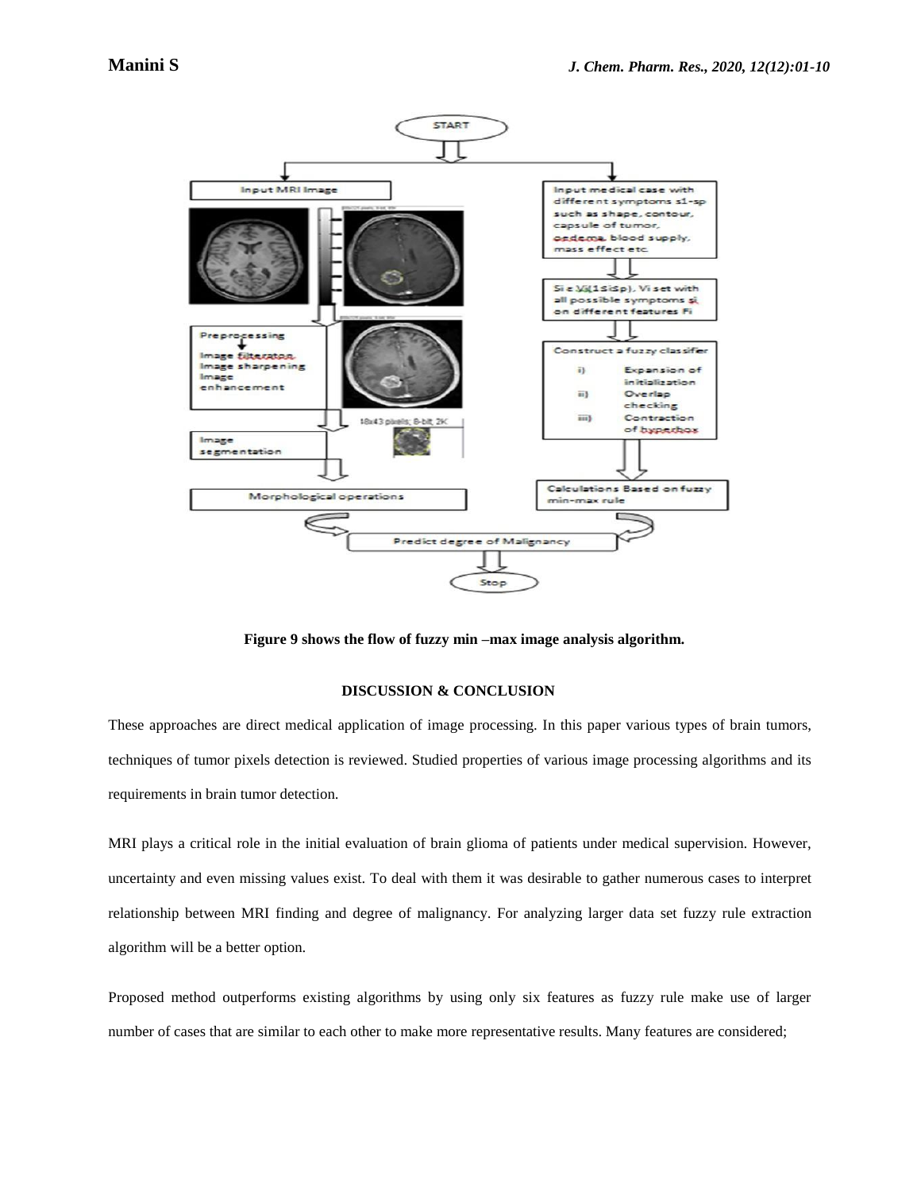Figure 9 shows the flow of fuzzy min –max image analysis algorithm.

## DISCUSSION & CONCLUSION

These approaches are direct medical application of image processing. In this paper various types of brain tumors, techniques of tumor pixels detection is reviewed. Studied properties of various image processing algorithms and its requirements in brain tumor detection.

MRI plays a critical role in the initial evaluation of brain glioma of patients under medical supervision. However, uncertainty and even missing values exist. To deal with them it was desirable to gather numerous cases to interpret relationship between MRI finding and degree of malignancy. For analyzing larger data set fuzzy rule extraction algorithm will be a better option.

Proposed method outperforms existing algorithms by using only six features as fuzzy rule make use of larger number of cases that are similar to each other to make more representative results. Many features are considered;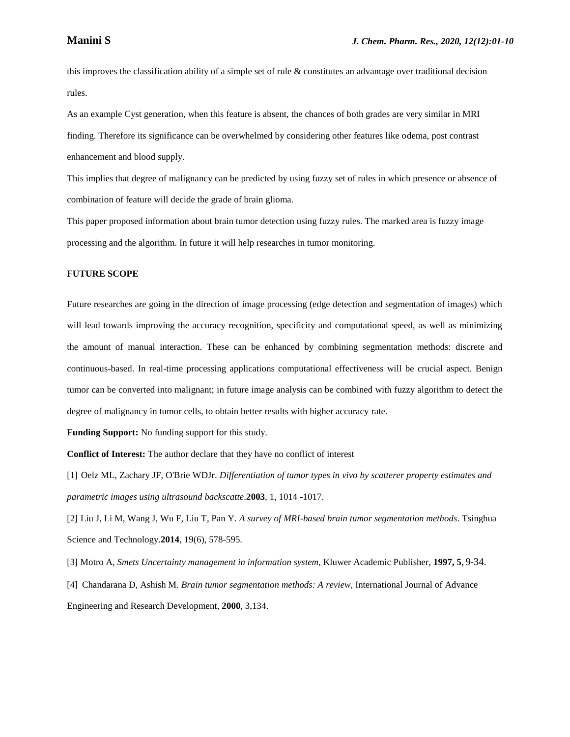this improves the classification ability of a simple set of rule & constitutes an advantage over traditional decision rules.

As an example Cyst generation, when this feature is absent, the chances of both grades are very similar in MRI finding. Therefore its significance can be overwhelmed by considering other features like odema, post contrast enhancement and blood supply.

This implies that degree of malignancy can be predicted by using fuzzy set of rules in which presence or absence of combination of feature will decide the grade of brain glioma.

This paper proposed information about brain tumor detection using fuzzy rules. The marked area is fuzzy image processing and the algorithm. In future it will help researches in tumor monitoring.

**FUTURE SCOPE**

Future researches are going in the direction of image processing (edge detection and segmentation of images) which will lead towards improving the accuracy recognition, specificity and computational speed, as well as minimizing the amount of manual interaction. These can be enhanced by combining segmentation methods: discrete and continuous-based. In real-time processing applications computational effectiveness will be crucial aspect. Benign tumor can be converted into malignant; in future image analysis can be combined with fuzzy algorithm to detect the degree of malignancy in tumor cells, to obtain better results with higher accuracy rate.

**Funding Support:** No funding support for this study.

**Conflict of Interest:** The author declare that they have no conflict of interest

[1] Oelz ML, Zachary JF, O'Brie WDJr. *Differentiation of tumor types in vivo by scatterer property estimates and parametric images using ultrasound backscatte*.**2003**, 1, 1014 -1017.

[2] Liu J, Li M, Wang J, Wu F, Liu T, Pan Y. *A survey of MRI-based brain tumor segmentation methods*. Tsinghua Science and Technology.**2014**, 19(6), 578-595.

[3] Motro A, *Smets Uncertainty management in information system*, Kluwer Academic Publisher, **1997, 5**, 9-34.

[4] Chandarana D, Ashish M. *Brain tumor segmentation methods: A review*, International Journal of Advance Engineering and Research Development, **2000**, 3,134.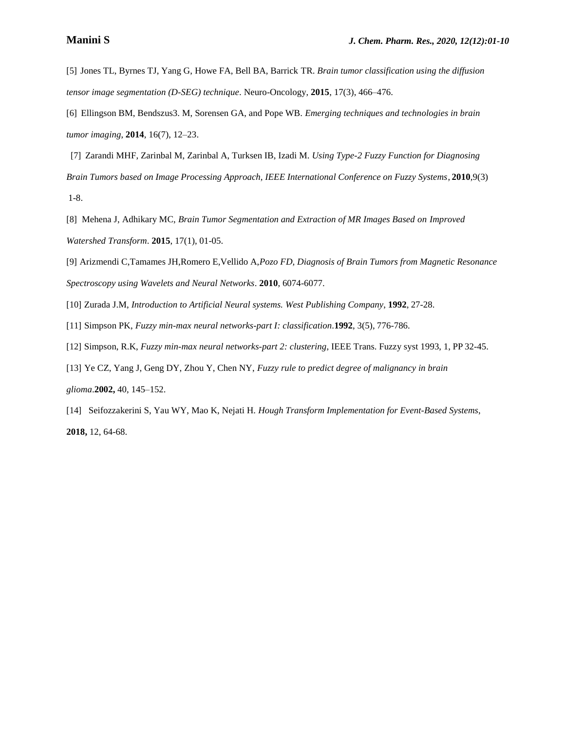[5] Jones TL, Byrnes TJ, Yang G, Howe FA, Bell BA, Barrick TR. *Brain tumor classification using the diffusion tensor image segmentation (D-SEG) technique*. Neuro-Oncology, **2015**, 17(3), 466–476.

[6] Ellingson BM, Bendszus3. M, Sorensen GA, and Pope WB. *Emerging techniques and technologies in brain tumor imaging*, **2014**, 16(7), 12–23.

[7] Zarandi MHF, Zarinbal M, Zarinbal A, Turksen IB, Izadi M. *Using Type-2 Fuzzy Function for Diagnosing Brain Tumors based on Image Processing Approach, IEEE International Conference on Fuzzy Systems*, **2010**,9(3) 1-8.

[8] Mehena J, Adhikary MC, *Brain Tumor Segmentation and Extraction of MR Images Based on Improved Watershed Transform*. **2015**, 17(1), 01-05.

[9] Arizmendi C,Tamames JH,Romero E,Vellido A,*Pozo FD, Diagnosis of Brain Tumors from Magnetic Resonance Spectroscopy using Wavelets and Neural Networks*. **2010**, 6074-6077.

[10] Zurada J.M, *Introduction to Artificial Neural systems. West Publishing Company*, **1992**, 27-28.

[11] Simpson PK, *Fuzzy min-max neural networks-part I: classification*.**1992**, 3(5), 776-786.

[12] Simpson, R.K, *Fuzzy min-max neural networks-part 2: clustering*, IEEE Trans. Fuzzy syst 1993, 1, PP 32-45.

[13] Ye CZ, Yang J, Geng DY, Zhou Y, Chen NY, *Fuzzy rule to predict degree of malignancy in brain glioma*.**2002,** 40, 145–152.

[14] Seifozzakerini S, Yau WY, Mao K, Nejati H. *Hough Transform Implementation for Event-Based Systems*, **2018,** 12, 64-68.